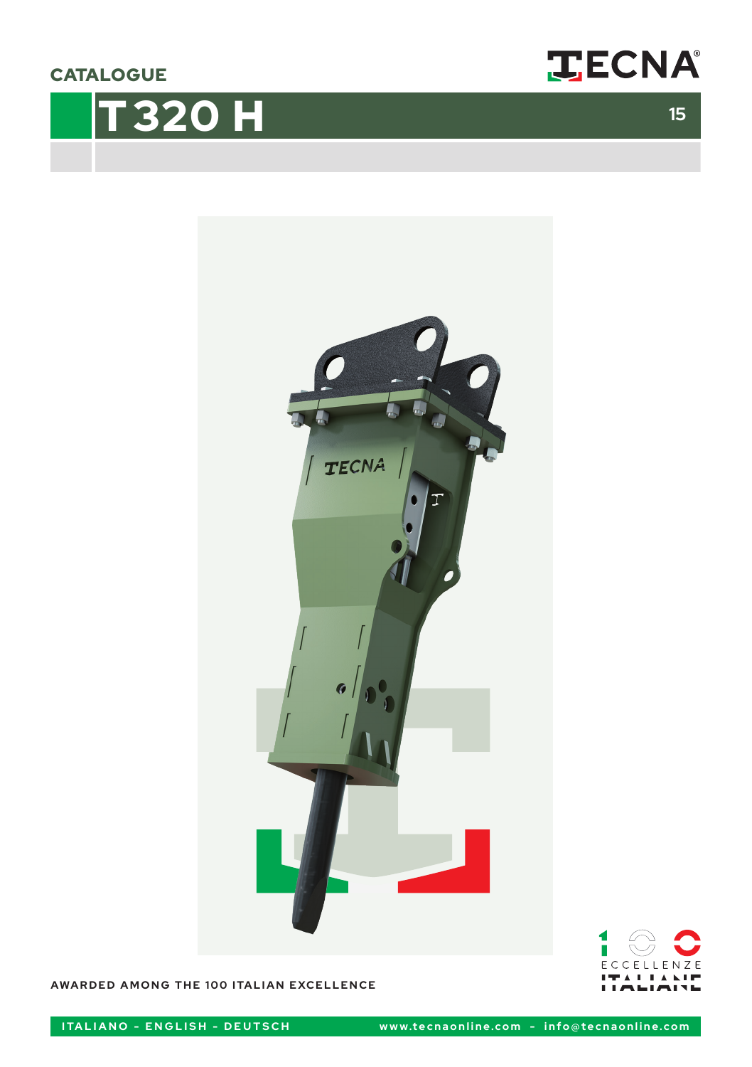CATALOGUE

# T 320 H

AWARDED AMONG THE 100 ITALIAN EXCELLENCE

ITALIANO - ENGLISH - DEUTSCH

www.tecnaonline.com - info@tecnaonline.com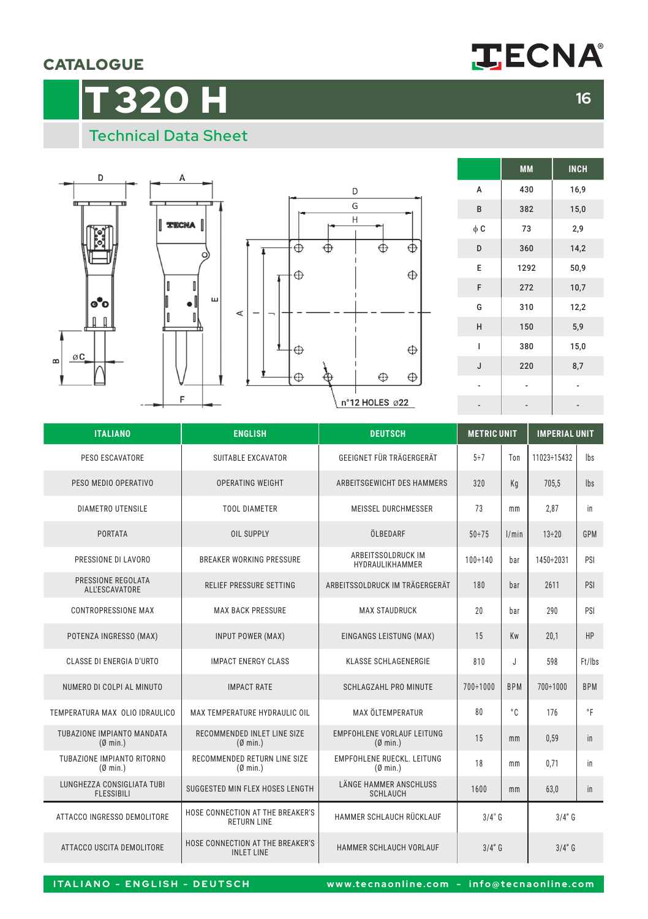CATALOGUE

TECNA

# T 320 H

## Technical Data Sheet

D A

D
G
H

B ØC E F A I J

n°12 HOLES Ø22

| | MM | INCH |
|---|---|---|
| A | 430 | 16,9 |
| B | 382 | 15,0 |
| ϕ C | 73 | 2,9 |
| D | 360 | 14,2 |
| E | 1292 | 50,9 |
| F | 272 | 10,7 |
| G | 310 | 12,2 |
| H | 150 | 5,9 |
| I | 380 | 15,0 |
| J | 220 | 8,7 |
| - | - | - |
| - | - | - |

| ITALIANO | ENGLISH | DEUTSCH | METRIC UNIT | | IMPERIAL UNIT | |
|---|---|---|---|---|---|---|
| PESO ESCAVATORE | SUITABLE EXCAVATOR | GEEIGNET FÜR TRÄGERGERÄT | 5÷7 | Ton | 11023÷15432 | lbs |
| PESO MEDIO OPERATIVO | OPERATING WEIGHT | ARBEITSGEWICHT DES HAMMERS | 320 | Kg | 705,5 | lbs |
| DIAMETRO UTENSILE | TOOL DIAMETER | MEISSEL DURCHMESSER | 73 | mm | 2,87 | in |
| PORTATA | OIL SUPPLY | ÖLBEDARF | 50÷75 | l/min | 13÷20 | GPM |
| PRESSIONE DI LAVORO | BREAKER WORKING PRESSURE | ARBEITSSOLDRUCK IM HYDRAULIKHAMMER | 100÷140 | bar | 1450÷2031 | PSI |
| PRESSIONE REGOLATA ALL'ESCAVATORE | RELIEF PRESSURE SETTING | ARBEITSSOLDRUCK IM TRÄGERGERÄT | 180 | bar | 2611 | PSI |
| CONTROPRESSIONE MAX | MAX BACK PRESSURE | MAX STAUDRUCK | 20 | bar | 290 | PSI |
| POTENZA INGRESSO (MAX) | INPUT POWER (MAX) | EINGANGS LEISTUNG (MAX) | 15 | Kw | 20,1 | HP |
| CLASSE DI ENERGIA D'URTO | IMPACT ENERGY CLASS | KLASSE SCHLAGENERGIE | 810 | J | 598 | Ft/lbs |
| NUMERO DI COLPI AL MINUTO | IMPACT RATE | SCHLAGZAHL PRO MINUTE | 700÷1000 | BPM | 700÷1000 | BPM |
| TEMPERATURA MAX OLIO IDRAULICO | MAX TEMPERATURE HYDRAULIC OIL | MAX ÖLTEMPERATUR | 80 | °C | 176 | °F |
| TUBAZIONE IMPIANTO MANDATA (Ø min.) | RECOMMENDED INLET LINE SIZE (Ø min.) | EMPFOHLENE VORLAUF LEITUNG (Ø min.) | 15 | mm | 0,59 | in |
| TUBAZIONE IMPIANTO RITORNO (Ø min.) | RECOMMENDED RETURN LINE SIZE (Ø min.) | EMPFOHLENE RUECKL. LEITUNG (Ø min.) | 18 | mm | 0,71 | in |
| LUNGHEZZA CONSIGLIATA TUBI FLESSIBILI | SUGGESTED MIN FLEX HOSES LENGTH | LÄNGE HAMMER ANSCHLUSS SCHLAUCH | 1600 | mm | 63,0 | in |
| ATTACCO INGRESSO DEMOLITORE | HOSE CONNECTION AT THE BREAKER'S RETURN LINE | HAMMER SCHLAUCH RÜCKLAUF | 3/4" G | | 3/4" G | |
| ATTACCO USCITA DEMOLITORE | HOSE CONNECTION AT THE BREAKER'S INLET LINE | HAMMER SCHLAUCH VORLAUF | 3/4" G | | 3/4" G | |

ITALIANO - ENGLISH - DEUTSCH

www.tecnaonline.com - info@tecnaonline.com